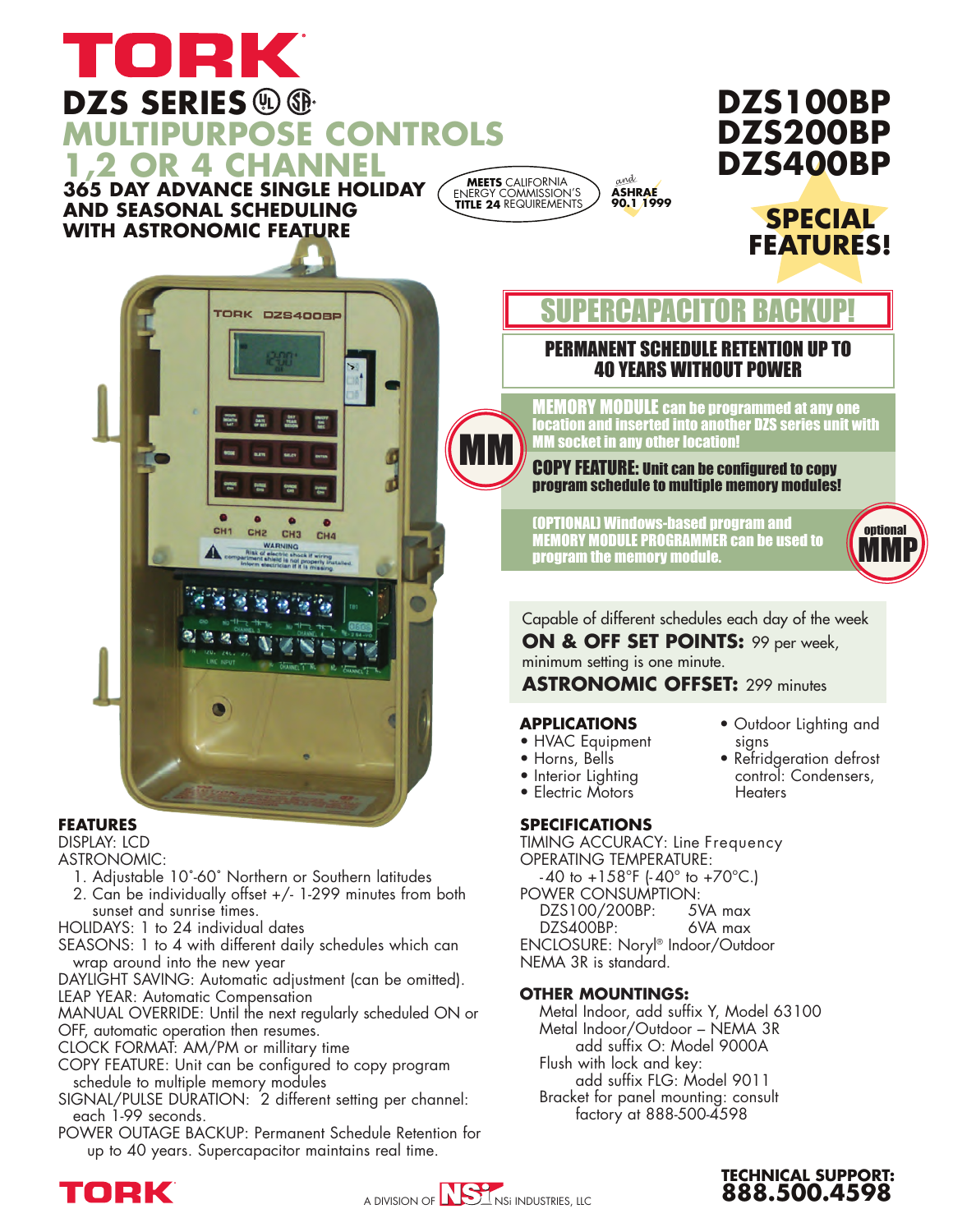# TORK

## DZS SERIES

## MULTIPURPOSE CONTROLS

## 1,2 OR 4 CHANNEL

**365 DAY ADVANCE SINGLE HOLIDAY AND SEASONAL SCHEDULING WITH ASTRONOMIC FEATURE**

**MEETS** CALIFORNIA ENERGY COMMISSION'S **TITLE 24** REQUIREMENTS *and* **ASHRAE 90.1 1999**

# DZS100BP
# DZS200BP
# DZS400BP

**SPECIAL FEATURES!**

## SUPERCAPACITOR BACKUP!

**PERMANENT SCHEDULE RETENTION UP TO 40 YEARS WITHOUT POWER**

**MM**

**MEMORY MODULE can be programmed at any one location and inserted into another DZS series unit with MM socket in any other location!**

**COPY FEATURE: Unit can be configured to copy program schedule to multiple memory modules!**

**(OPTIONAL) Windows-based program and MEMORY MODULE PROGRAMMER can be used to program the memory module.**

**optional MMP**

Capable of different schedules each day of the week

**ON & OFF SET POINTS:** 99 per week, minimum setting is one minute.

**ASTRONOMIC OFFSET:** 299 minutes

### FEATURES

DISPLAY: LCD

ASTRONOMIC:

1. Adjustable 10°-60° Northern or Southern latitudes
2. Can be individually offset +/- 1-299 minutes from both sunset and sunrise times.

HOLIDAYS: 1 to 24 individual dates

SEASONS: 1 to 4 with different daily schedules which can wrap around into the new year

DAYLIGHT SAVING: Automatic adjustment (can be omitted).

LEAP YEAR: Automatic Compensation

MANUAL OVERRIDE: Until the next regularly scheduled ON or OFF, automatic operation then resumes.

CLOCK FORMAT: AM/PM or millitary time

COPY FEATURE: Unit can be configured to copy program schedule to multiple memory modules

SIGNAL/PULSE DURATION: 2 different setting per channel: each 1-99 seconds.

POWER OUTAGE BACKUP: Permanent Schedule Retention for up to 40 years. Supercapacitor maintains real time.

### APPLICATIONS

- HVAC Equipment
- Horns, Bells
- Interior Lighting
- Electric Motors
- Outdoor Lighting and signs
- Refridgeration defrost control: Condensers, Heaters

### SPECIFICATIONS

TIMING ACCURACY: Line Frequency

OPERATING TEMPERATURE: -40 to +158°F (-40° to +70°C.)

POWER CONSUMPTION:

| | |
|---|---|
| DZS100/200BP: | 5VA max |
| DZS400BP: | 6VA max |

ENCLOSURE: Noryl® Indoor/Outdoor NEMA 3R is standard.

### OTHER MOUNTINGS:

Metal Indoor, add suffix Y, Model 63100

Metal Indoor/Outdoor – NEMA 3R add suffix O: Model 9000A

Flush with lock and key: add suffix FLG: Model 9011

Bracket for panel mounting: consult factory at 888-500-4598

TORK A DIVISION OF NSi INDUSTRIES, LLC

**TECHNICAL SUPPORT: 888.500.4598**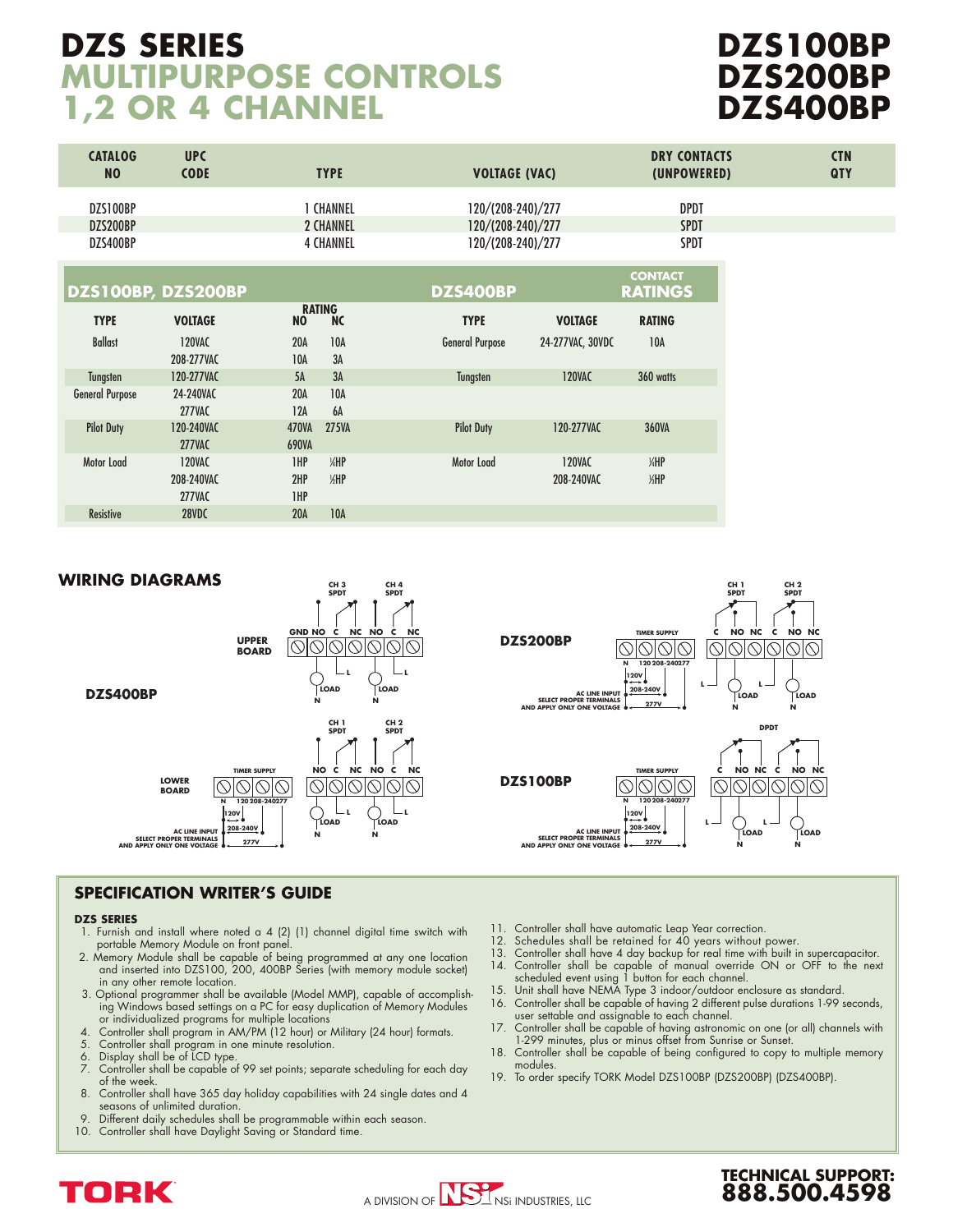# DZS SERIES
## MULTIPURPOSE CONTROLS
## 1,2 OR 4 CHANNEL

# DZS100BP
# DZS200BP
# DZS400BP

| CATALOG NO | UPC CODE | TYPE | VOLTAGE (VAC) | DRY CONTACTS (UNPOWERED) | CTN QTY |
|---|---|---|---|---|---|
| DZS100BP | | 1 CHANNEL | 120/(208-240)/277 | DPDT | |
| DZS200BP | | 2 CHANNEL | 120/(208-240)/277 | SPDT | |
| DZS400BP | | 4 CHANNEL | 120/(208-240)/277 | SPDT | |

**CONTACT RATINGS**

**DZS100BP, DZS200BP**

| TYPE | VOLTAGE | RATING NO | RATING NC |
|---|---|---|---|
| Ballast | 120VAC | 20A | 10A |
| | 208-277VAC | 10A | 3A |
| Tungsten | 120-277VAC | 5A | 3A |
| General Purpose | 24-240VAC | 20A | 10A |
| | 277VAC | 12A | 6A |
| Pilot Duty | 120-240VAC | 470VA | 275VA |
| | 277VAC | 690VA | |
| Motor Load | 120VAC | 1HP | ¼HP |
| | 208-240VAC | 2HP | ½HP |
| | 277VAC | 1HP | |
| Resistive | 28VDC | 20A | 10A |

**DZS400BP**

| TYPE | VOLTAGE | RATING |
|---|---|---|
| General Purpose | 24-277VAC, 30VDC | 10A |
| Tungsten | 120VAC | 360 watts |
| Pilot Duty | 120-277VAC | 360VA |
| Motor Load | 120VAC | ¼HP |
| | 208-240VAC | ⅓HP |

## WIRING DIAGRAMS

DZS400BP

UPPER BOARD

CH 3 SPDT
CH 4 SPDT
GND NO C NC NO C NC
LOAD L N
LOAD L N

LOWER BOARD

CH 1 SPDT
CH 2 SPDT
NO C NC NO C NC
TIMER SUPPLY
N 120 208-240 277
120V
208-240V
277V
AC LINE INPUT SELECT PROPER TERMINALS AND APPLY ONLY ONE VOLTAGE
LOAD L N
LOAD L N

DZS200BP

CH 1 SPDT
CH 2 SPDT
C NO NC C NO NC
TIMER SUPPLY
N 120 208-240 277
120V
208-240V
277V
AC LINE INPUT SELECT PROPER TERMINALS AND APPLY ONLY ONE VOLTAGE
L LOAD N
L LOAD N

DZS100BP

DPDT
C NO NC C NO NC
TIMER SUPPLY
N 120 208-240 277
120V
208-240V
277V
AC LINE INPUT SELECT PROPER TERMINALS AND APPLY ONLY ONE VOLTAGE
L LOAD N
L LOAD N

## SPECIFICATION WRITER'S GUIDE

**DZS SERIES**

1. Furnish and install where noted a 4 (2) (1) channel digital time switch with portable Memory Module on front panel.
2. Memory Module shall be capable of being programmed at any one location and inserted into DZS100, 200, 400BP Series (with memory module socket) in any other remote location.
3. Optional programmer shall be available (Model MMP), capable of accomplishing Windows based settings on a PC for easy duplication of Memory Modules or individualized programs for multiple locations
4. Controller shall program in AM/PM (12 hour) or Military (24 hour) formats.
5. Controller shall program in one minute resolution.
6. Display shall be of LCD type.
7. Controller shall be capable of 99 set points; separate scheduling for each day of the week.
8. Controller shall have 365 day holiday capabilities with 24 single dates and 4 seasons of unlimited duration.
9. Different daily schedules shall be programmable within each season.
10. Controller shall have Daylight Saving or Standard time.
11. Controller shall have automatic Leap Year correction.
12. Schedules shall be retained for 40 years without power.
13. Controller shall have 4 day backup for real time with built in supercapacitor.
14. Controller shall be capable of manual override ON or OFF to the next scheduled event using 1 button for each channel.
15. Unit shall have NEMA Type 3 indoor/outdoor enclosure as standard.
16. Controller shall be capable of having 2 different pulse durations 1-99 seconds, user settable and assignable to each channel.
17. Controller shall be capable of having astronomic on one (or all) channels with 1-299 minutes, plus or minus offset from Sunrise or Sunset.
18. Controller shall be capable of being configured to copy to multiple memory modules.
19. To order specify TORK Model DZS100BP (DZS200BP) (DZS400BP).

TORK

A DIVISION OF NSi NSi INDUSTRIES, LLC

**TECHNICAL SUPPORT: 888.500.4598**